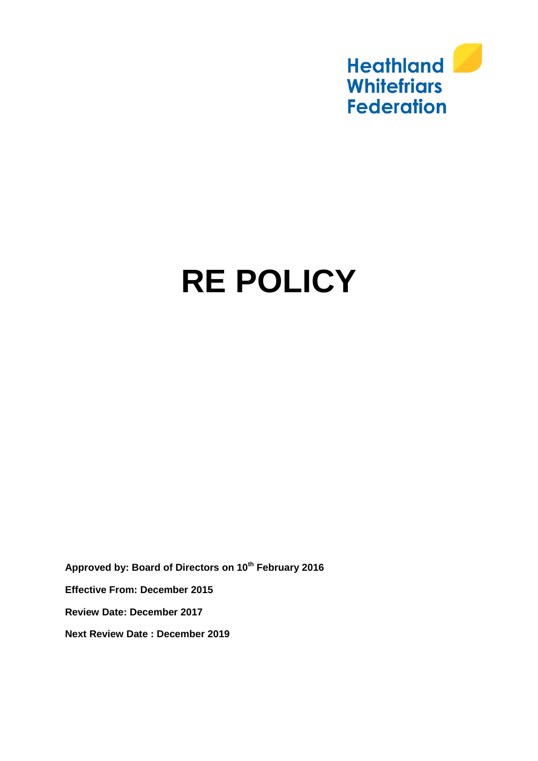Heathland Whitefriars Federation

# RE POLICY

**Approved by: Board of Directors on 10th February 2016**

**Effective From: December 2015**

**Review Date: December 2017**

**Next Review Date : December 2019**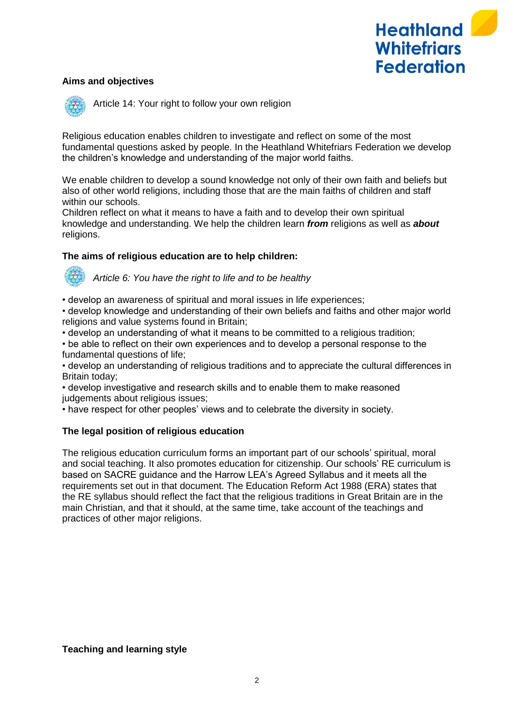### Aims and objectives

Article 14: Your right to follow your own religion

Religious education enables children to investigate and reflect on some of the most fundamental questions asked by people. In the Heathland Whitefriars Federation we develop the children's knowledge and understanding of the major world faiths.

We enable children to develop a sound knowledge not only of their own faith and beliefs but also of other world religions, including those that are the main faiths of children and staff within our schools.
Children reflect on what it means to have a faith and to develop their own spiritual knowledge and understanding. We help the children learn ***from*** religions as well as ***about*** religions.

### The aims of religious education are to help children:

*Article 6: You have the right to life and to be healthy*

- develop an awareness of spiritual and moral issues in life experiences;
- develop knowledge and understanding of their own beliefs and faiths and other major world religions and value systems found in Britain;
- develop an understanding of what it means to be committed to a religious tradition;
- be able to reflect on their own experiences and to develop a personal response to the fundamental questions of life;
- develop an understanding of religious traditions and to appreciate the cultural differences in Britain today;
- develop investigative and research skills and to enable them to make reasoned judgements about religious issues;
- have respect for other peoples' views and to celebrate the diversity in society.

### The legal position of religious education

The religious education curriculum forms an important part of our schools' spiritual, moral and social teaching. It also promotes education for citizenship. Our schools' RE curriculum is based on SACRE guidance and the Harrow LEA's Agreed Syllabus and it meets all the requirements set out in that document. The Education Reform Act 1988 (ERA) states that the RE syllabus should reflect the fact that the religious traditions in Great Britain are in the main Christian, and that it should, at the same time, take account of the teachings and practices of other major religions.

### Teaching and learning style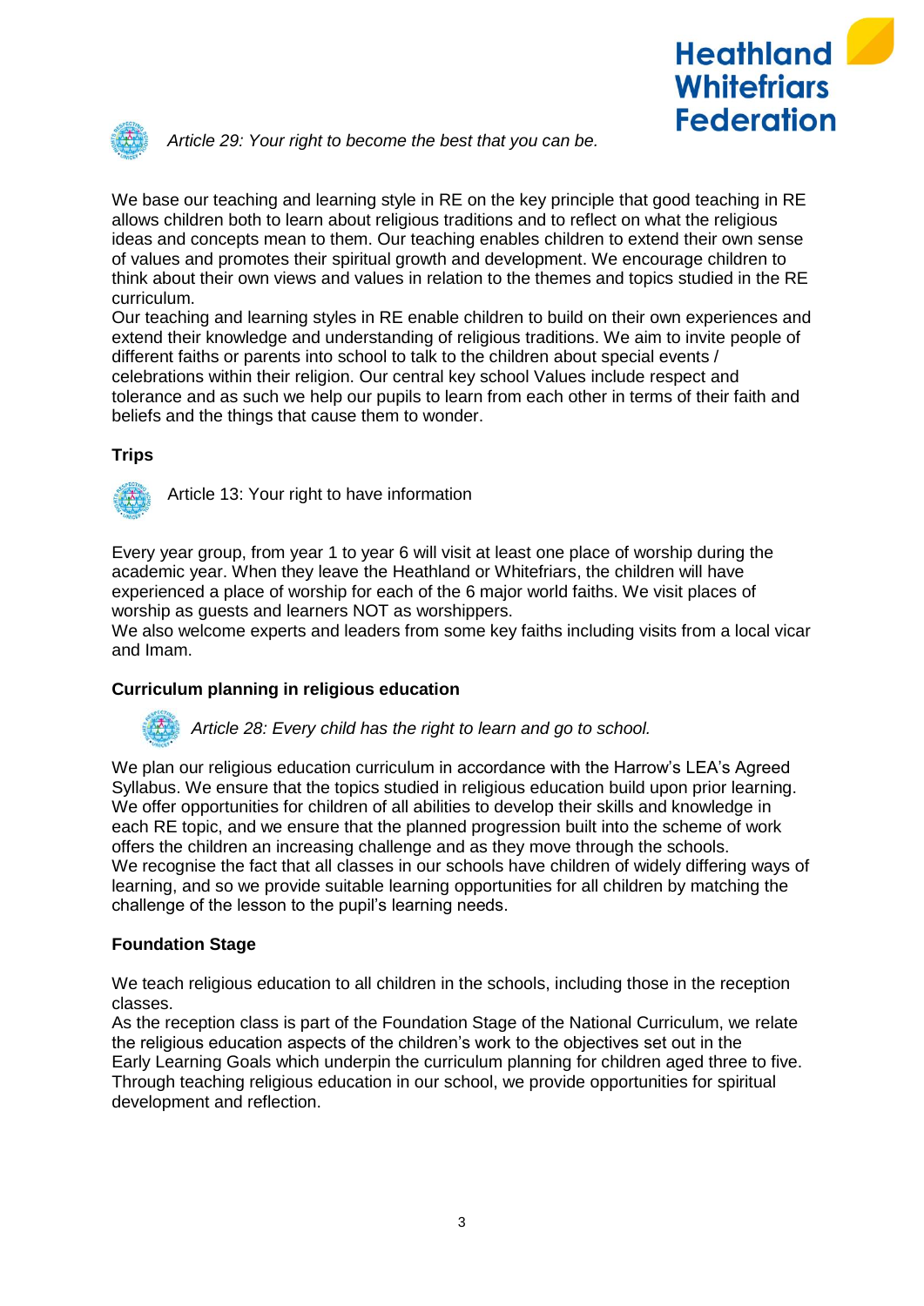*Article 29: Your right to become the best that you can be.*

We base our teaching and learning style in RE on the key principle that good teaching in RE allows children both to learn about religious traditions and to reflect on what the religious ideas and concepts mean to them. Our teaching enables children to extend their own sense of values and promotes their spiritual growth and development. We encourage children to think about their own views and values in relation to the themes and topics studied in the RE curriculum.
Our teaching and learning styles in RE enable children to build on their own experiences and extend their knowledge and understanding of religious traditions. We aim to invite people of different faiths or parents into school to talk to the children about special events / celebrations within their religion. Our central key school Values include respect and tolerance and as such we help our pupils to learn from each other in terms of their faith and beliefs and the things that cause them to wonder.

**Trips**

Article 13: Your right to have information

Every year group, from year 1 to year 6 will visit at least one place of worship during the academic year. When they leave the Heathland or Whitefriars, the children will have experienced a place of worship for each of the 6 major world faiths. We visit places of worship as guests and learners NOT as worshippers.
We also welcome experts and leaders from some key faiths including visits from a local vicar and Imam.

**Curriculum planning in religious education**

*Article 28: Every child has the right to learn and go to school.*

We plan our religious education curriculum in accordance with the Harrow's LEA's Agreed Syllabus. We ensure that the topics studied in religious education build upon prior learning. We offer opportunities for children of all abilities to develop their skills and knowledge in each RE topic, and we ensure that the planned progression built into the scheme of work offers the children an increasing challenge and as they move through the schools.
We recognise the fact that all classes in our schools have children of widely differing ways of learning, and so we provide suitable learning opportunities for all children by matching the challenge of the lesson to the pupil's learning needs.

**Foundation Stage**

We teach religious education to all children in the schools, including those in the reception classes.
As the reception class is part of the Foundation Stage of the National Curriculum, we relate the religious education aspects of the children's work to the objectives set out in the Early Learning Goals which underpin the curriculum planning for children aged three to five. Through teaching religious education in our school, we provide opportunities for spiritual development and reflection.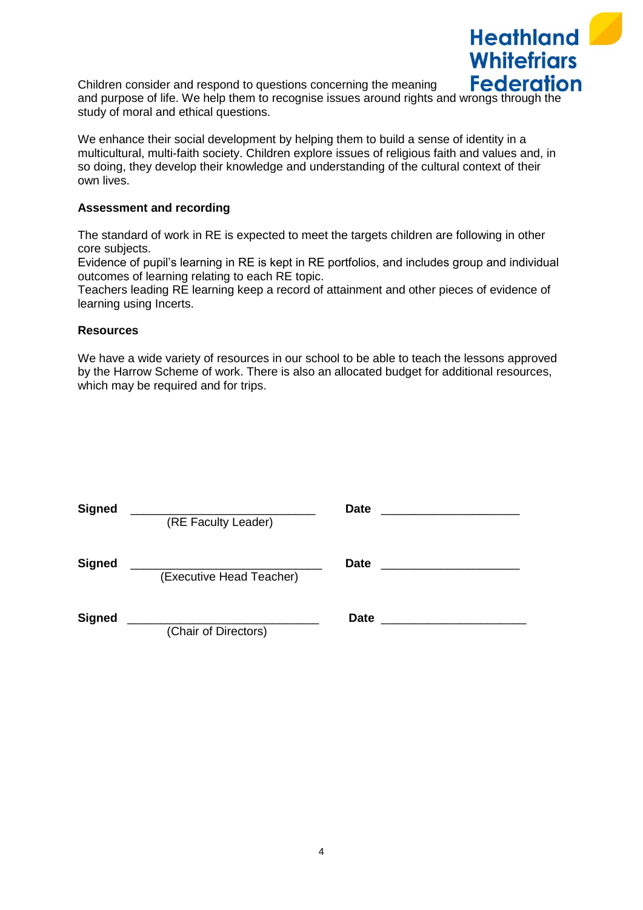Children consider and respond to questions concerning the meaning and purpose of life. We help them to recognise issues around rights and wrongs through the study of moral and ethical questions.

We enhance their social development by helping them to build a sense of identity in a multicultural, multi-faith society. Children explore issues of religious faith and values and, in so doing, they develop their knowledge and understanding of the cultural context of their own lives.

**Assessment and recording**

The standard of work in RE is expected to meet the targets children are following in other core subjects.
Evidence of pupil's learning in RE is kept in RE portfolios, and includes group and individual outcomes of learning relating to each RE topic.
Teachers leading RE learning keep a record of attainment and other pieces of evidence of learning using Incerts.

**Resources**

We have a wide variety of resources in our school to be able to teach the lessons approved by the Harrow Scheme of work. There is also an allocated budget for additional resources, which may be required and for trips.

**Signed** ____________________________ **Date** ____________________
(RE Faculty Leader)

**Signed** ____________________________ **Date** ____________________
(Executive Head Teacher)

**Signed** ____________________________ **Date** ____________________
(Chair of Directors)